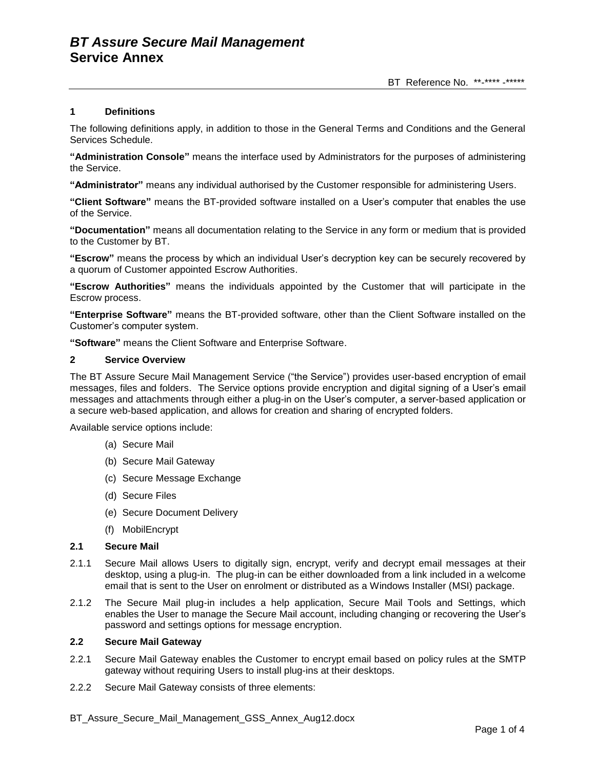# *BT Assure Secure Mail Management*
# Service Annex

BT Reference No. **-**** -*****

### 1 Definitions

The following definitions apply, in addition to those in the General Terms and Conditions and the General Services Schedule.

**"Administration Console"** means the interface used by Administrators for the purposes of administering the Service.

**"Administrator"** means any individual authorised by the Customer responsible for administering Users.

**"Client Software"** means the BT-provided software installed on a User's computer that enables the use of the Service.

**"Documentation"** means all documentation relating to the Service in any form or medium that is provided to the Customer by BT.

**"Escrow"** means the process by which an individual User's decryption key can be securely recovered by a quorum of Customer appointed Escrow Authorities.

**"Escrow Authorities"** means the individuals appointed by the Customer that will participate in the Escrow process.

**"Enterprise Software"** means the BT-provided software, other than the Client Software installed on the Customer's computer system.

**"Software"** means the Client Software and Enterprise Software.

### 2 Service Overview

The BT Assure Secure Mail Management Service ("the Service") provides user-based encryption of email messages, files and folders. The Service options provide encryption and digital signing of a User's email messages and attachments through either a plug-in on the User's computer, a server-based application or a secure web-based application, and allows for creation and sharing of encrypted folders.

Available service options include:

(a) Secure Mail

(b) Secure Mail Gateway

(c) Secure Message Exchange

(d) Secure Files

(e) Secure Document Delivery

(f) MobilEncrypt

### 2.1 Secure Mail

2.1.1 Secure Mail allows Users to digitally sign, encrypt, verify and decrypt email messages at their desktop, using a plug-in. The plug-in can be either downloaded from a link included in a welcome email that is sent to the User on enrolment or distributed as a Windows Installer (MSI) package.

2.1.2 The Secure Mail plug-in includes a help application, Secure Mail Tools and Settings, which enables the User to manage the Secure Mail account, including changing or recovering the User's password and settings options for message encryption.

### 2.2 Secure Mail Gateway

2.2.1 Secure Mail Gateway enables the Customer to encrypt email based on policy rules at the SMTP gateway without requiring Users to install plug-ins at their desktops.

2.2.2 Secure Mail Gateway consists of three elements:

BT_Assure_Secure_Mail_Management_GSS_Annex_Aug12.docx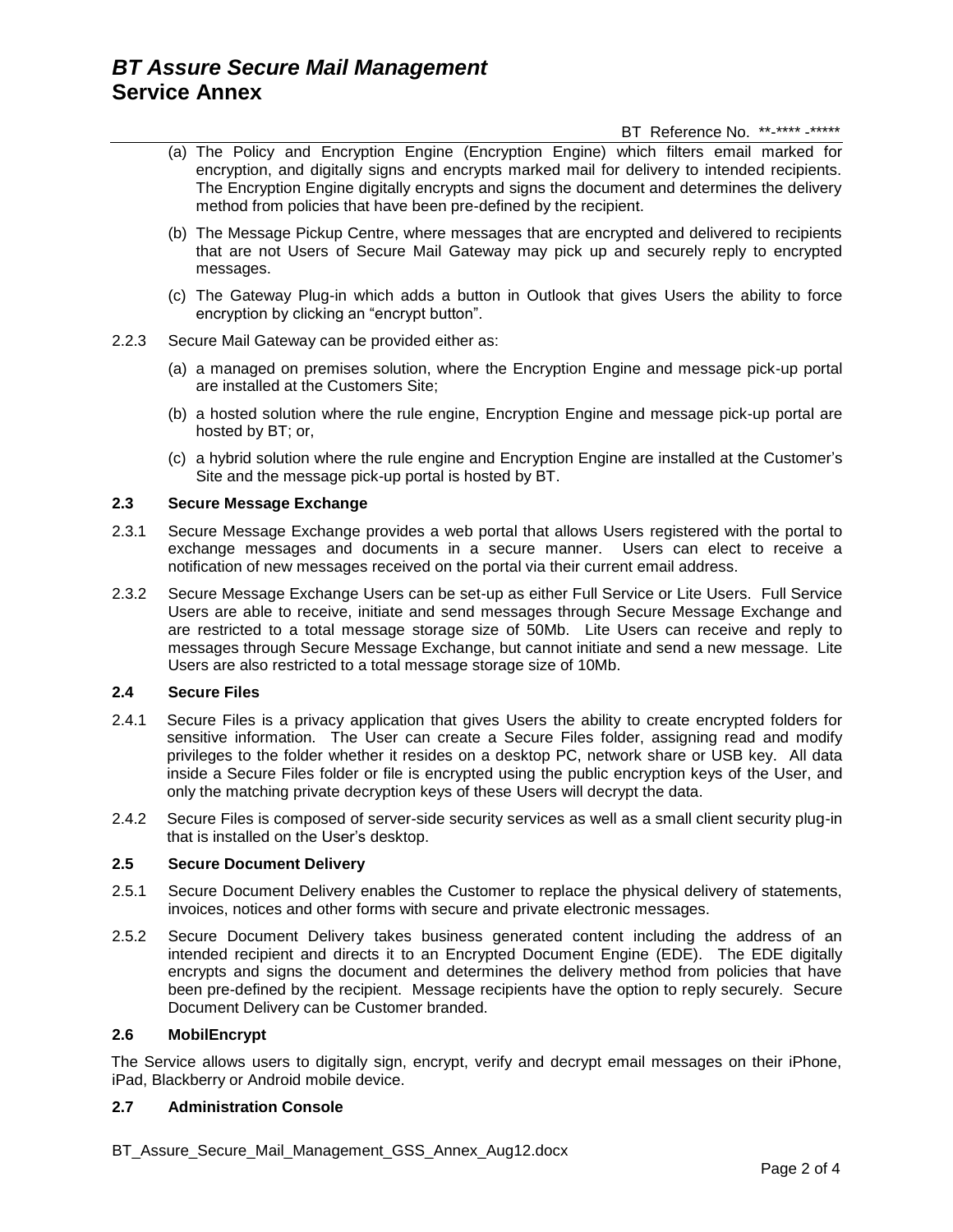(a) The Policy and Encryption Engine (Encryption Engine) which filters email marked for encryption, and digitally signs and encrypts marked mail for delivery to intended recipients. The Encryption Engine digitally encrypts and signs the document and determines the delivery method from policies that have been pre-defined by the recipient.

(b) The Message Pickup Centre, where messages that are encrypted and delivered to recipients that are not Users of Secure Mail Gateway may pick up and securely reply to encrypted messages.

(c) The Gateway Plug-in which adds a button in Outlook that gives Users the ability to force encryption by clicking an "encrypt button".

2.2.3 Secure Mail Gateway can be provided either as:

(a) a managed on premises solution, where the Encryption Engine and message pick-up portal are installed at the Customers Site;

(b) a hosted solution where the rule engine, Encryption Engine and message pick-up portal are hosted by BT; or,

(c) a hybrid solution where the rule engine and Encryption Engine are installed at the Customer's Site and the message pick-up portal is hosted by BT.

### 2.3 Secure Message Exchange

2.3.1 Secure Message Exchange provides a web portal that allows Users registered with the portal to exchange messages and documents in a secure manner. Users can elect to receive a notification of new messages received on the portal via their current email address.

2.3.2 Secure Message Exchange Users can be set-up as either Full Service or Lite Users. Full Service Users are able to receive, initiate and send messages through Secure Message Exchange and are restricted to a total message storage size of 50Mb. Lite Users can receive and reply to messages through Secure Message Exchange, but cannot initiate and send a new message. Lite Users are also restricted to a total message storage size of 10Mb.

### 2.4 Secure Files

2.4.1 Secure Files is a privacy application that gives Users the ability to create encrypted folders for sensitive information. The User can create a Secure Files folder, assigning read and modify privileges to the folder whether it resides on a desktop PC, network share or USB key. All data inside a Secure Files folder or file is encrypted using the public encryption keys of the User, and only the matching private decryption keys of these Users will decrypt the data.

2.4.2 Secure Files is composed of server-side security services as well as a small client security plug-in that is installed on the User's desktop.

### 2.5 Secure Document Delivery

2.5.1 Secure Document Delivery enables the Customer to replace the physical delivery of statements, invoices, notices and other forms with secure and private electronic messages.

2.5.2 Secure Document Delivery takes business generated content including the address of an intended recipient and directs it to an Encrypted Document Engine (EDE). The EDE digitally encrypts and signs the document and determines the delivery method from policies that have been pre-defined by the recipient. Message recipients have the option to reply securely. Secure Document Delivery can be Customer branded.

### 2.6 MobilEncrypt

The Service allows users to digitally sign, encrypt, verify and decrypt email messages on their iPhone, iPad, Blackberry or Android mobile device.

### 2.7 Administration Console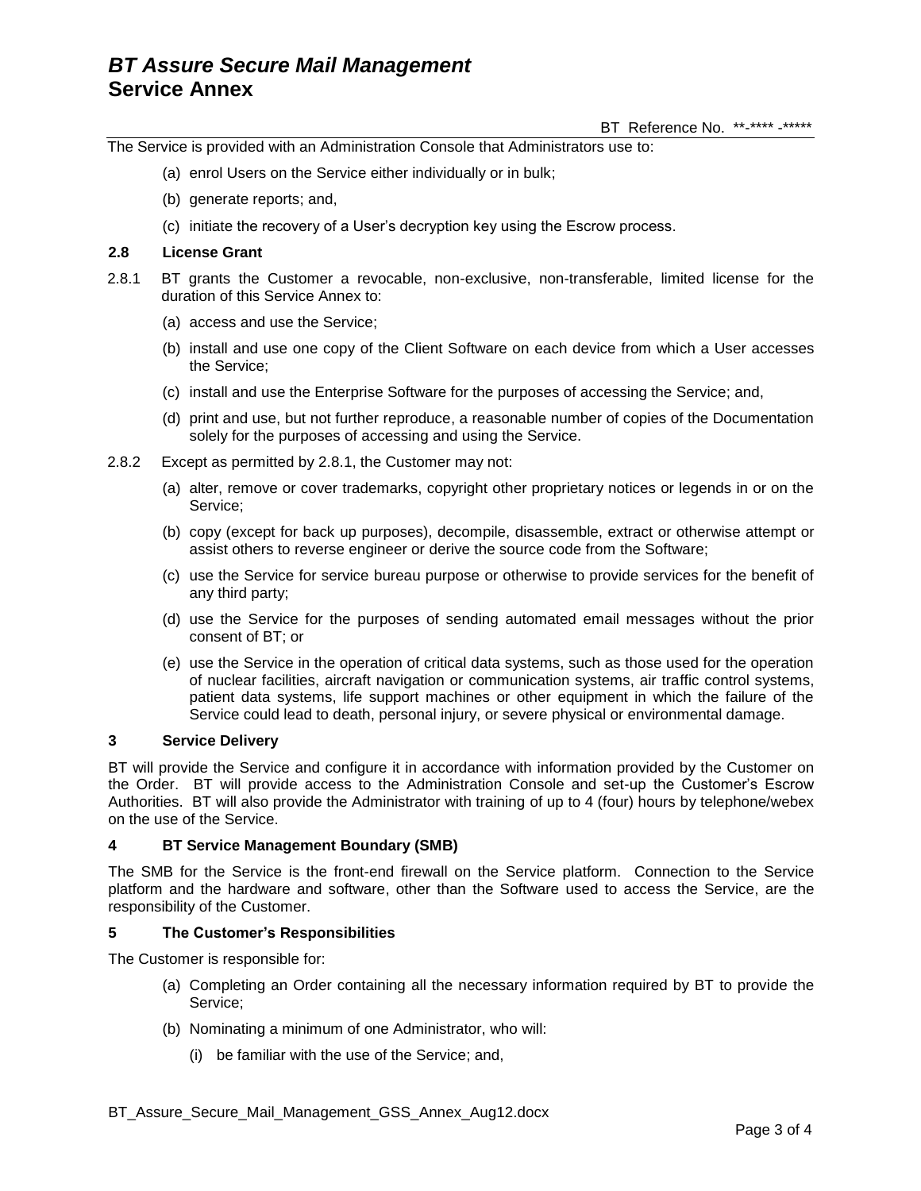The Service is provided with an Administration Console that Administrators use to:

(a) enrol Users on the Service either individually or in bulk;

(b) generate reports; and,

(c) initiate the recovery of a User's decryption key using the Escrow process.

### 2.8 License Grant

2.8.1 BT grants the Customer a revocable, non-exclusive, non-transferable, limited license for the duration of this Service Annex to:

(a) access and use the Service;

(b) install and use one copy of the Client Software on each device from which a User accesses the Service;

(c) install and use the Enterprise Software for the purposes of accessing the Service; and,

(d) print and use, but not further reproduce, a reasonable number of copies of the Documentation solely for the purposes of accessing and using the Service.

2.8.2 Except as permitted by 2.8.1, the Customer may not:

(a) alter, remove or cover trademarks, copyright other proprietary notices or legends in or on the Service;

(b) copy (except for back up purposes), decompile, disassemble, extract or otherwise attempt or assist others to reverse engineer or derive the source code from the Software;

(c) use the Service for service bureau purpose or otherwise to provide services for the benefit of any third party;

(d) use the Service for the purposes of sending automated email messages without the prior consent of BT; or

(e) use the Service in the operation of critical data systems, such as those used for the operation of nuclear facilities, aircraft navigation or communication systems, air traffic control systems, patient data systems, life support machines or other equipment in which the failure of the Service could lead to death, personal injury, or severe physical or environmental damage.

## 3 Service Delivery

BT will provide the Service and configure it in accordance with information provided by the Customer on the Order. BT will provide access to the Administration Console and set-up the Customer's Escrow Authorities. BT will also provide the Administrator with training of up to 4 (four) hours by telephone/webex on the use of the Service.

## 4 BT Service Management Boundary (SMB)

The SMB for the Service is the front-end firewall on the Service platform. Connection to the Service platform and the hardware and software, other than the Software used to access the Service, are the responsibility of the Customer.

## 5 The Customer's Responsibilities

The Customer is responsible for:

(a) Completing an Order containing all the necessary information required by BT to provide the Service;

(b) Nominating a minimum of one Administrator, who will:

  (i) be familiar with the use of the Service; and,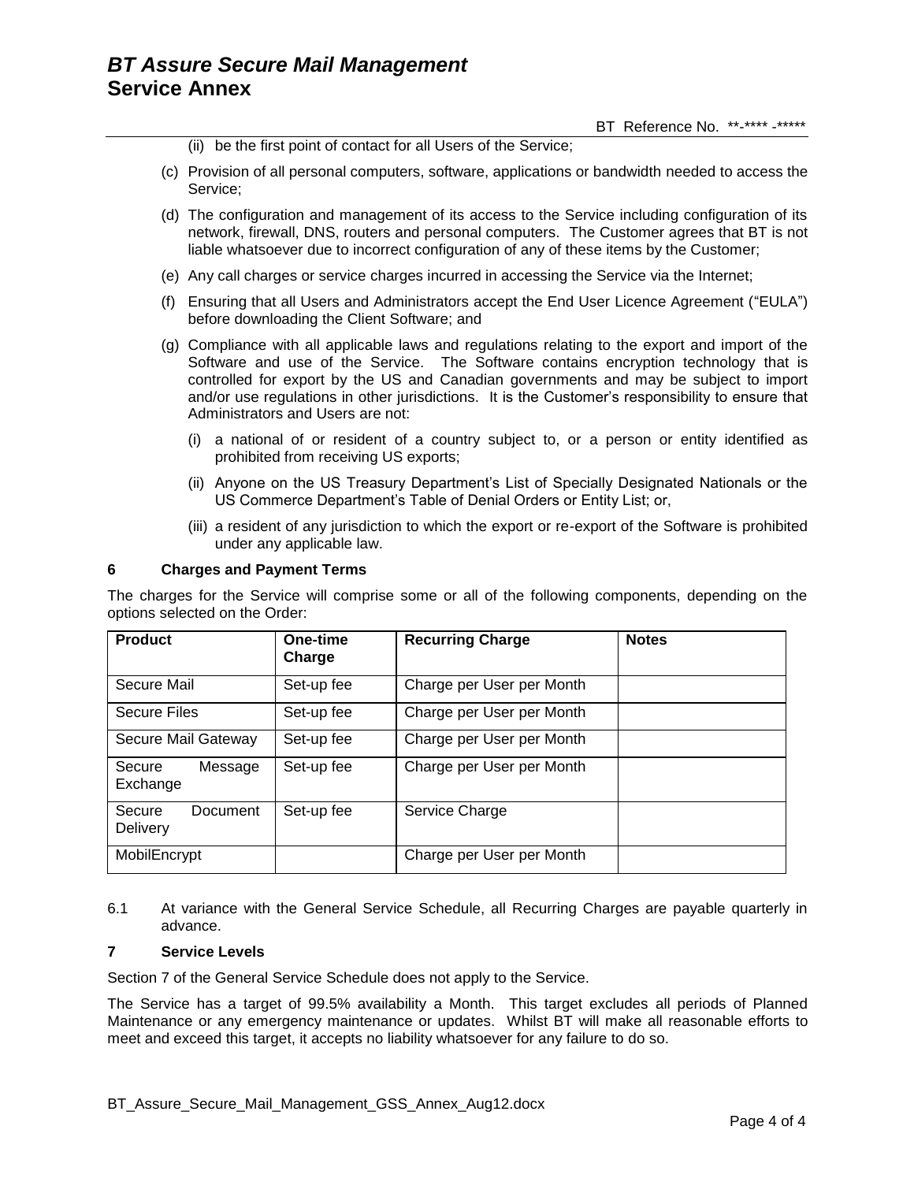(ii) be the first point of contact for all Users of the Service;

(c) Provision of all personal computers, software, applications or bandwidth needed to access the Service;

(d) The configuration and management of its access to the Service including configuration of its network, firewall, DNS, routers and personal computers. The Customer agrees that BT is not liable whatsoever due to incorrect configuration of any of these items by the Customer;

(e) Any call charges or service charges incurred in accessing the Service via the Internet;

(f) Ensuring that all Users and Administrators accept the End User Licence Agreement ("EULA") before downloading the Client Software; and

(g) Compliance with all applicable laws and regulations relating to the export and import of the Software and use of the Service. The Software contains encryption technology that is controlled for export by the US and Canadian governments and may be subject to import and/or use regulations in other jurisdictions. It is the Customer's responsibility to ensure that Administrators and Users are not:

   (i) a national of or resident of a country subject to, or a person or entity identified as prohibited from receiving US exports;

   (ii) Anyone on the US Treasury Department's List of Specially Designated Nationals or the US Commerce Department's Table of Denial Orders or Entity List; or,

   (iii) a resident of any jurisdiction to which the export or re-export of the Software is prohibited under any applicable law.

## 6 Charges and Payment Terms

The charges for the Service will comprise some or all of the following components, depending on the options selected on the Order:

| Product | One-time Charge | Recurring Charge | Notes |
|---|---|---|---|
| Secure Mail | Set-up fee | Charge per User per Month | |
| Secure Files | Set-up fee | Charge per User per Month | |
| Secure Mail Gateway | Set-up fee | Charge per User per Month | |
| Secure Message Exchange | Set-up fee | Charge per User per Month | |
| Secure Document Delivery | Set-up fee | Service Charge | |
| MobilEncrypt | | Charge per User per Month | |

6.1 At variance with the General Service Schedule, all Recurring Charges are payable quarterly in advance.

## 7 Service Levels

Section 7 of the General Service Schedule does not apply to the Service.

The Service has a target of 99.5% availability a Month. This target excludes all periods of Planned Maintenance or any emergency maintenance or updates. Whilst BT will make all reasonable efforts to meet and exceed this target, it accepts no liability whatsoever for any failure to do so.